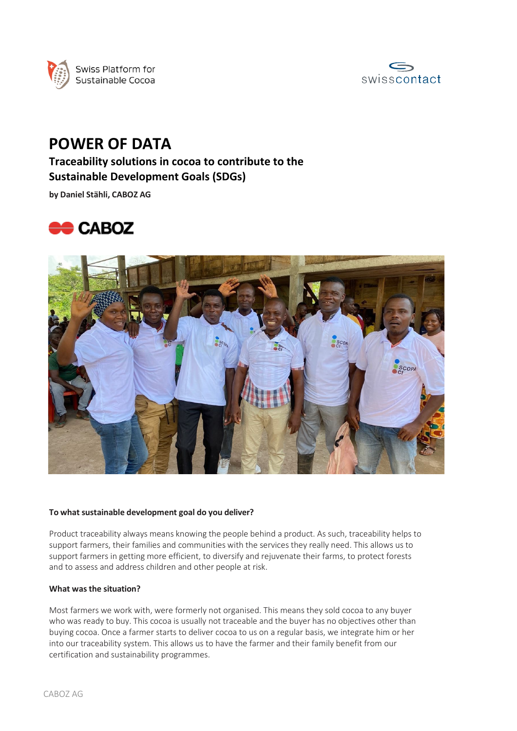Swiss Platform for Sustainable Cocoa

swisscontact

# POWER OF DATA

## Traceability solutions in cocoa to contribute to the Sustainable Development Goals (SDGs)

**by Daniel Stähli, CABOZ AG**

CABOZ

**To what sustainable development goal do you deliver?**

Product traceability always means knowing the people behind a product. As such, traceability helps to support farmers, their families and communities with the services they really need. This allows us to support farmers in getting more efficient, to diversify and rejuvenate their farms, to protect forests and to assess and address children and other people at risk.

**What was the situation?**

Most farmers we work with, were formerly not organised. This means they sold cocoa to any buyer who was ready to buy. This cocoa is usually not traceable and the buyer has no objectives other than buying cocoa. Once a farmer starts to deliver cocoa to us on a regular basis, we integrate him or her into our traceability system. This allows us to have the farmer and their family benefit from our certification and sustainability programmes.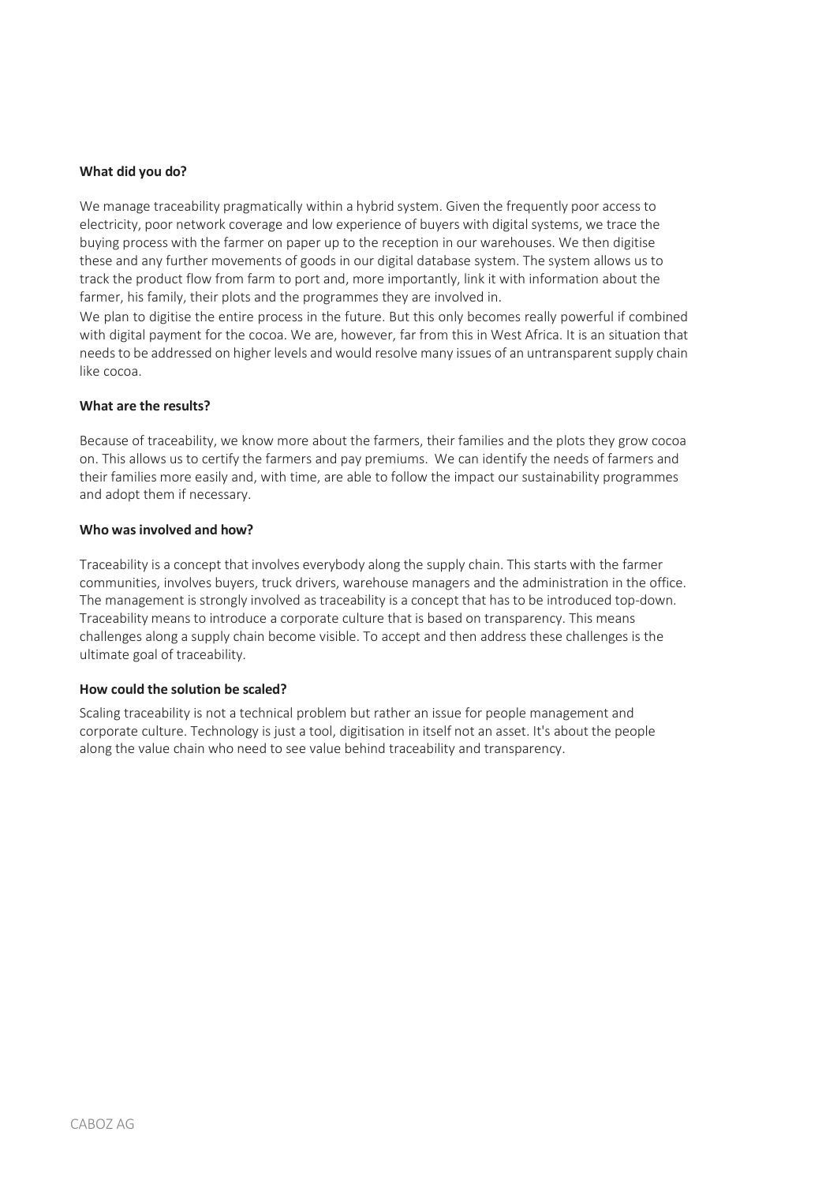**What did you do?**

We manage traceability pragmatically within a hybrid system. Given the frequently poor access to electricity, poor network coverage and low experience of buyers with digital systems, we trace the buying process with the farmer on paper up to the reception in our warehouses. We then digitise these and any further movements of goods in our digital database system. The system allows us to track the product flow from farm to port and, more importantly, link it with information about the farmer, his family, their plots and the programmes they are involved in.

We plan to digitise the entire process in the future. But this only becomes really powerful if combined with digital payment for the cocoa. We are, however, far from this in West Africa. It is an situation that needs to be addressed on higher levels and would resolve many issues of an untransparent supply chain like cocoa.

**What are the results?**

Because of traceability, we know more about the farmers, their families and the plots they grow cocoa on. This allows us to certify the farmers and pay premiums. We can identify the needs of farmers and their families more easily and, with time, are able to follow the impact our sustainability programmes and adopt them if necessary.

**Who was involved and how?**

Traceability is a concept that involves everybody along the supply chain. This starts with the farmer communities, involves buyers, truck drivers, warehouse managers and the administration in the office. The management is strongly involved as traceability is a concept that has to be introduced top-down. Traceability means to introduce a corporate culture that is based on transparency. This means challenges along a supply chain become visible. To accept and then address these challenges is the ultimate goal of traceability.

**How could the solution be scaled?**

Scaling traceability is not a technical problem but rather an issue for people management and corporate culture. Technology is just a tool, digitisation in itself not an asset. It's about the people along the value chain who need to see value behind traceability and transparency.